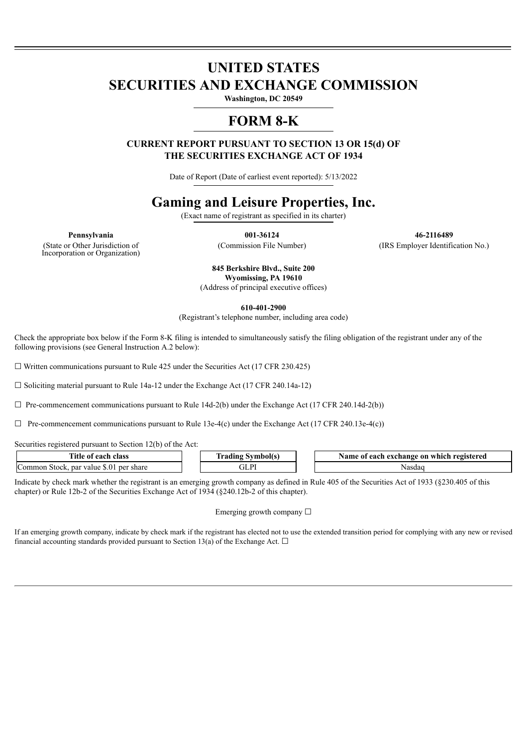# UNITED STATES
# SECURITIES AND EXCHANGE COMMISSION

**Washington, DC 20549**

# FORM 8-K

**CURRENT REPORT PURSUANT TO SECTION 13 OR 15(d) OF THE SECURITIES EXCHANGE ACT OF 1934**

Date of Report (Date of earliest event reported): 5/13/2022

# Gaming and Leisure Properties, Inc.

(Exact name of registrant as specified in its charter)

| **Pennsylvania** | **001-36124** | **46-2116489** |
|---|---|---|
| (State or Other Jurisdiction of Incorporation or Organization) | (Commission File Number) | (IRS Employer Identification No.) |

**845 Berkshire Blvd., Suite 200**
**Wyomissing, PA 19610**
(Address of principal executive offices)

**610-401-2900**
(Registrant's telephone number, including area code)

Check the appropriate box below if the Form 8-K filing is intended to simultaneously satisfy the filing obligation of the registrant under any of the following provisions (see General Instruction A.2 below):

☐ Written communications pursuant to Rule 425 under the Securities Act (17 CFR 230.425)

☐ Soliciting material pursuant to Rule 14a-12 under the Exchange Act (17 CFR 240.14a-12)

☐ Pre-commencement communications pursuant to Rule 14d-2(b) under the Exchange Act (17 CFR 240.14d-2(b))

☐ Pre-commencement communications pursuant to Rule 13e-4(c) under the Exchange Act (17 CFR 240.13e-4(c))

Securities registered pursuant to Section 12(b) of the Act:

| Title of each class | Trading Symbol(s) | Name of each exchange on which registered |
|---|---|---|
| Common Stock, par value $.01 per share | GLPI | Nasdaq |

Indicate by check mark whether the registrant is an emerging growth company as defined in Rule 405 of the Securities Act of 1933 (§230.405 of this chapter) or Rule 12b-2 of the Securities Exchange Act of 1934 (§240.12b-2 of this chapter).

Emerging growth company ☐

If an emerging growth company, indicate by check mark if the registrant has elected not to use the extended transition period for complying with any new or revised financial accounting standards provided pursuant to Section 13(a) of the Exchange Act. ☐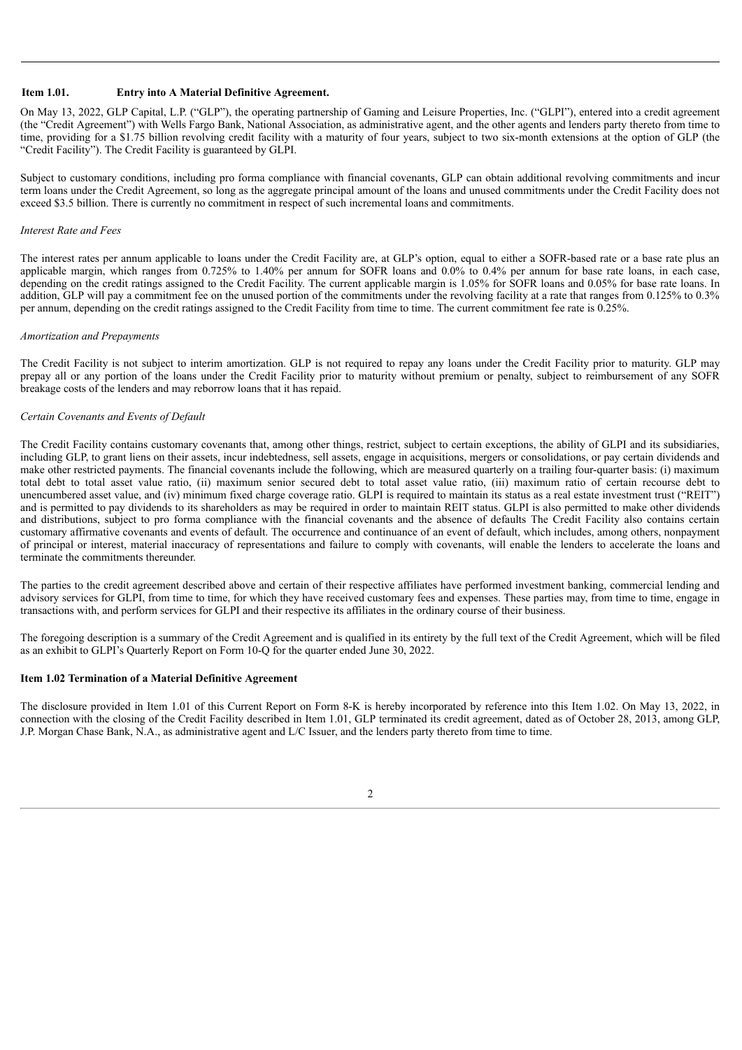### Item 1.01. Entry into A Material Definitive Agreement.

On May 13, 2022, GLP Capital, L.P. ("GLP"), the operating partnership of Gaming and Leisure Properties, Inc. ("GLPI"), entered into a credit agreement (the "Credit Agreement") with Wells Fargo Bank, National Association, as administrative agent, and the other agents and lenders party thereto from time to time, providing for a $1.75 billion revolving credit facility with a maturity of four years, subject to two six-month extensions at the option of GLP (the "Credit Facility"). The Credit Facility is guaranteed by GLPI.

Subject to customary conditions, including pro forma compliance with financial covenants, GLP can obtain additional revolving commitments and incur term loans under the Credit Agreement, so long as the aggregate principal amount of the loans and unused commitments under the Credit Facility does not exceed $3.5 billion. There is currently no commitment in respect of such incremental loans and commitments.

*Interest Rate and Fees*

The interest rates per annum applicable to loans under the Credit Facility are, at GLP's option, equal to either a SOFR-based rate or a base rate plus an applicable margin, which ranges from 0.725% to 1.40% per annum for SOFR loans and 0.0% to 0.4% per annum for base rate loans, in each case, depending on the credit ratings assigned to the Credit Facility. The current applicable margin is 1.05% for SOFR loans and 0.05% for base rate loans. In addition, GLP will pay a commitment fee on the unused portion of the commitments under the revolving facility at a rate that ranges from 0.125% to 0.3% per annum, depending on the credit ratings assigned to the Credit Facility from time to time. The current commitment fee rate is 0.25%.

*Amortization and Prepayments*

The Credit Facility is not subject to interim amortization. GLP is not required to repay any loans under the Credit Facility prior to maturity. GLP may prepay all or any portion of the loans under the Credit Facility prior to maturity without premium or penalty, subject to reimbursement of any SOFR breakage costs of the lenders and may reborrow loans that it has repaid.

*Certain Covenants and Events of Default*

The Credit Facility contains customary covenants that, among other things, restrict, subject to certain exceptions, the ability of GLPI and its subsidiaries, including GLP, to grant liens on their assets, incur indebtedness, sell assets, engage in acquisitions, mergers or consolidations, or pay certain dividends and make other restricted payments. The financial covenants include the following, which are measured quarterly on a trailing four-quarter basis: (i) maximum total debt to total asset value ratio, (ii) maximum senior secured debt to total asset value ratio, (iii) maximum ratio of certain recourse debt to unencumbered asset value, and (iv) minimum fixed charge coverage ratio. GLPI is required to maintain its status as a real estate investment trust ("REIT") and is permitted to pay dividends to its shareholders as may be required in order to maintain REIT status. GLPI is also permitted to make other dividends and distributions, subject to pro forma compliance with the financial covenants and the absence of defaults The Credit Facility also contains certain customary affirmative covenants and events of default. The occurrence and continuance of an event of default, which includes, among others, nonpayment of principal or interest, material inaccuracy of representations and failure to comply with covenants, will enable the lenders to accelerate the loans and terminate the commitments thereunder.

The parties to the credit agreement described above and certain of their respective affiliates have performed investment banking, commercial lending and advisory services for GLPI, from time to time, for which they have received customary fees and expenses. These parties may, from time to time, engage in transactions with, and perform services for GLPI and their respective its affiliates in the ordinary course of their business.

The foregoing description is a summary of the Credit Agreement and is qualified in its entirety by the full text of the Credit Agreement, which will be filed as an exhibit to GLPI's Quarterly Report on Form 10-Q for the quarter ended June 30, 2022.

### Item 1.02 Termination of a Material Definitive Agreement

The disclosure provided in Item 1.01 of this Current Report on Form 8-K is hereby incorporated by reference into this Item 1.02. On May 13, 2022, in connection with the closing of the Credit Facility described in Item 1.01, GLP terminated its credit agreement, dated as of October 28, 2013, among GLP, J.P. Morgan Chase Bank, N.A., as administrative agent and L/C Issuer, and the lenders party thereto from time to time.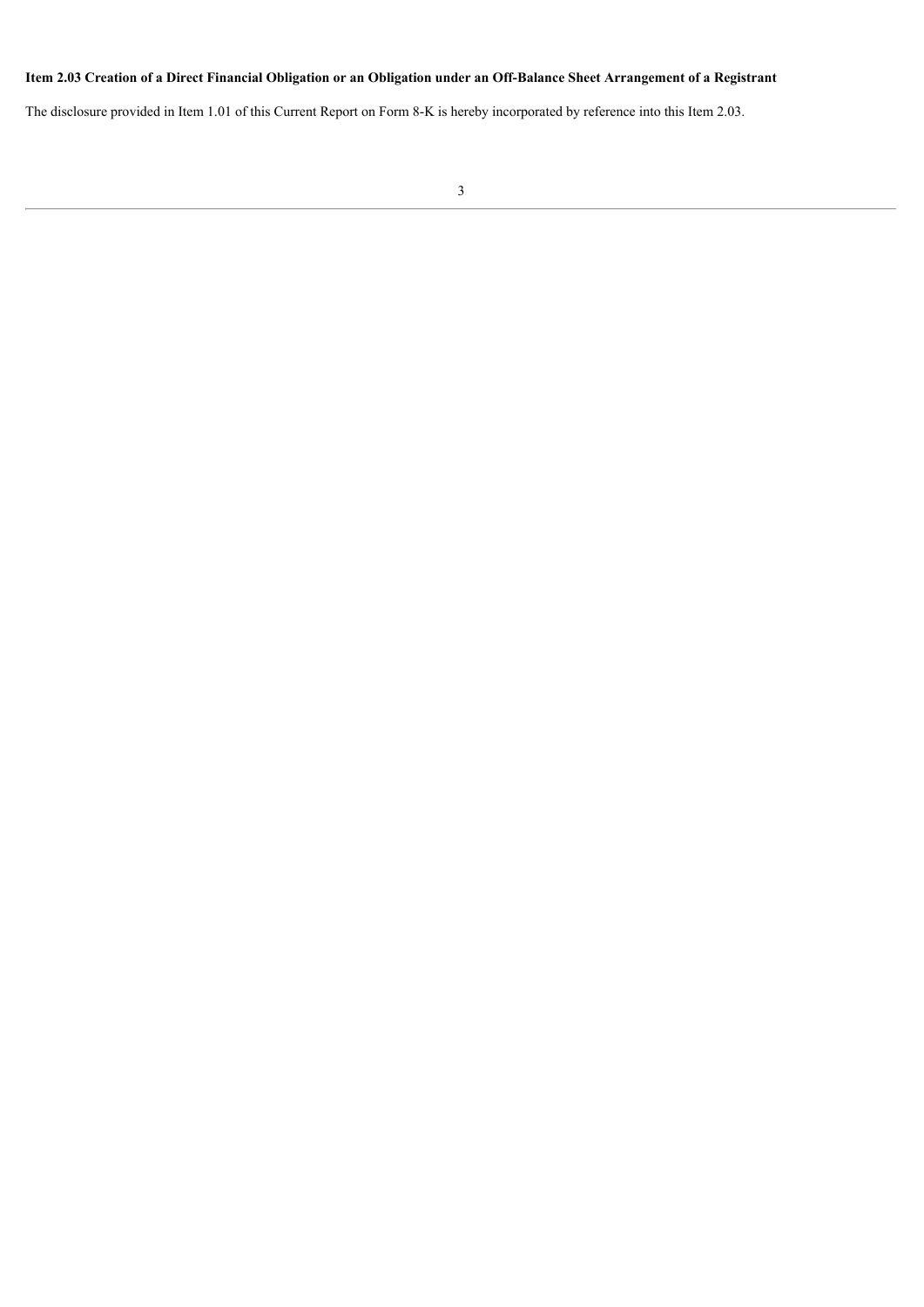**Item 2.03 Creation of a Direct Financial Obligation or an Obligation under an Off-Balance Sheet Arrangement of a Registrant**

The disclosure provided in Item 1.01 of this Current Report on Form 8-K is hereby incorporated by reference into this Item 2.03.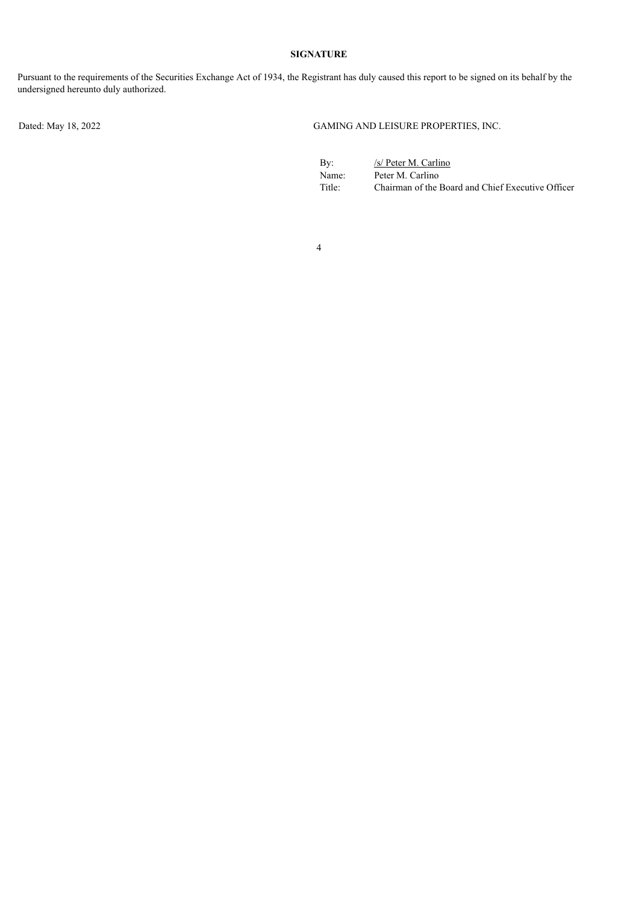**SIGNATURE**

Pursuant to the requirements of the Securities Exchange Act of 1934, the Registrant has duly caused this report to be signed on its behalf by the undersigned hereunto duly authorized.

Dated: May 18, 2022

GAMING AND LEISURE PROPERTIES, INC.

| | |
|---|---|
| By: | /s/ Peter M. Carlino |
| Name: | Peter M. Carlino |
| Title: | Chairman of the Board and Chief Executive Officer |